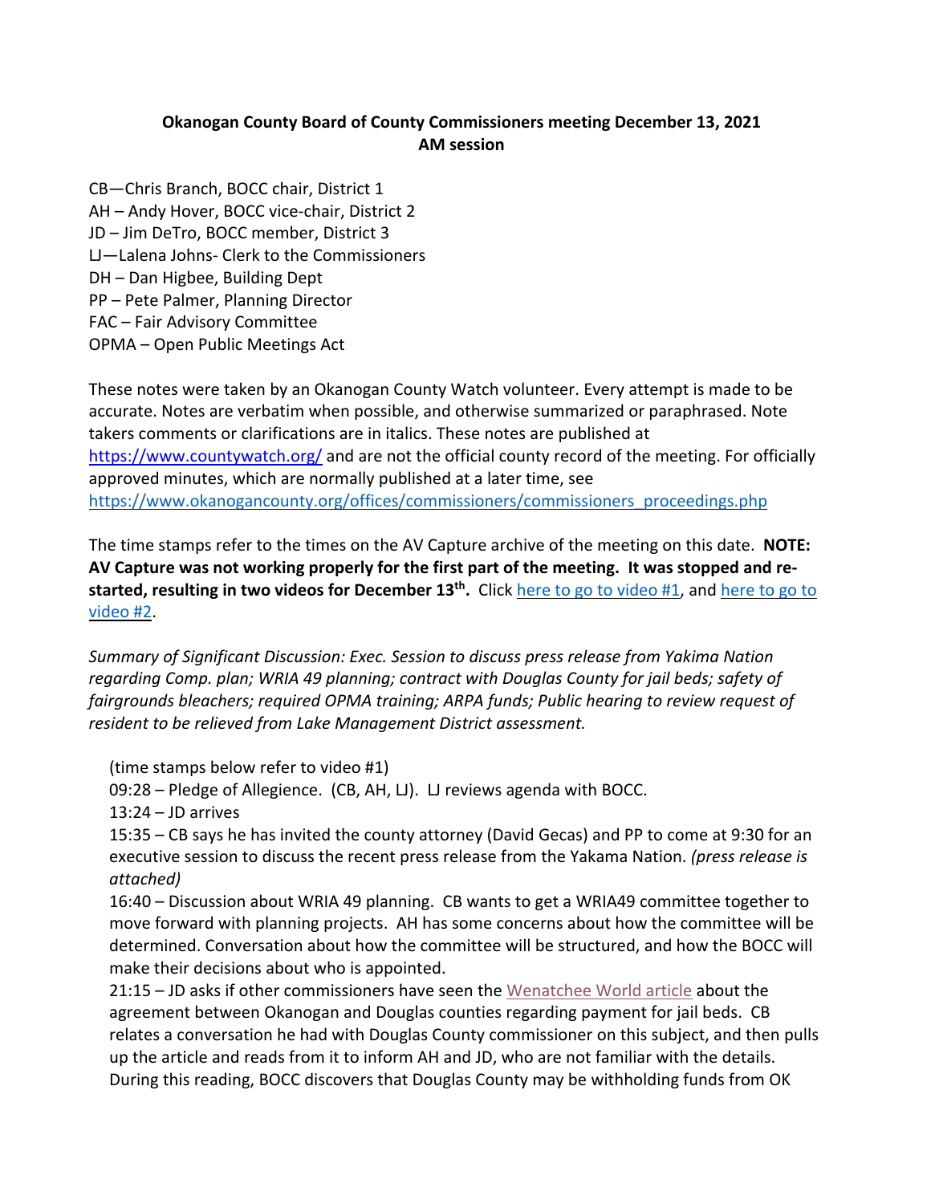**Okanogan County Board of County Commissioners meeting December 13, 2021**
**AM session**

CB—Chris Branch, BOCC chair, District 1
AH – Andy Hover, BOCC vice-chair, District 2
JD – Jim DeTro, BOCC member, District 3
LJ—Lalena Johns- Clerk to the Commissioners
DH – Dan Higbee, Building Dept
PP – Pete Palmer, Planning Director
FAC – Fair Advisory Committee
OPMA – Open Public Meetings Act

These notes were taken by an Okanogan County Watch volunteer. Every attempt is made to be accurate. Notes are verbatim when possible, and otherwise summarized or paraphrased. Note takers comments or clarifications are in italics. These notes are published at https://www.countywatch.org/ and are not the official county record of the meeting. For officially approved minutes, which are normally published at a later time, see https://www.okanogancounty.org/offices/commissioners/commissioners_proceedings.php

The time stamps refer to the times on the AV Capture archive of the meeting on this date. **NOTE: AV Capture was not working properly for the first part of the meeting. It was stopped and re-started, resulting in two videos for December 13th.** Click here to go to video #1, and here to go to video #2.

*Summary of Significant Discussion: Exec. Session to discuss press release from Yakima Nation regarding Comp. plan; WRIA 49 planning; contract with Douglas County for jail beds; safety of fairgrounds bleachers; required OPMA training; ARPA funds; Public hearing to review request of resident to be relieved from Lake Management District assessment.*

(time stamps below refer to video #1)

09:28 – Pledge of Allegience. (CB, AH, LJ). LJ reviews agenda with BOCC.

13:24 – JD arrives

15:35 – CB says he has invited the county attorney (David Gecas) and PP to come at 9:30 for an executive session to discuss the recent press release from the Yakama Nation. *(press release is attached)*

16:40 – Discussion about WRIA 49 planning. CB wants to get a WRIA49 committee together to move forward with planning projects. AH has some concerns about how the committee will be determined. Conversation about how the committee will be structured, and how the BOCC will make their decisions about who is appointed.

21:15 – JD asks if other commissioners have seen the Wenatchee World article about the agreement between Okanogan and Douglas counties regarding payment for jail beds. CB relates a conversation he had with Douglas County commissioner on this subject, and then pulls up the article and reads from it to inform AH and JD, who are not familiar with the details. During this reading, BOCC discovers that Douglas County may be withholding funds from OK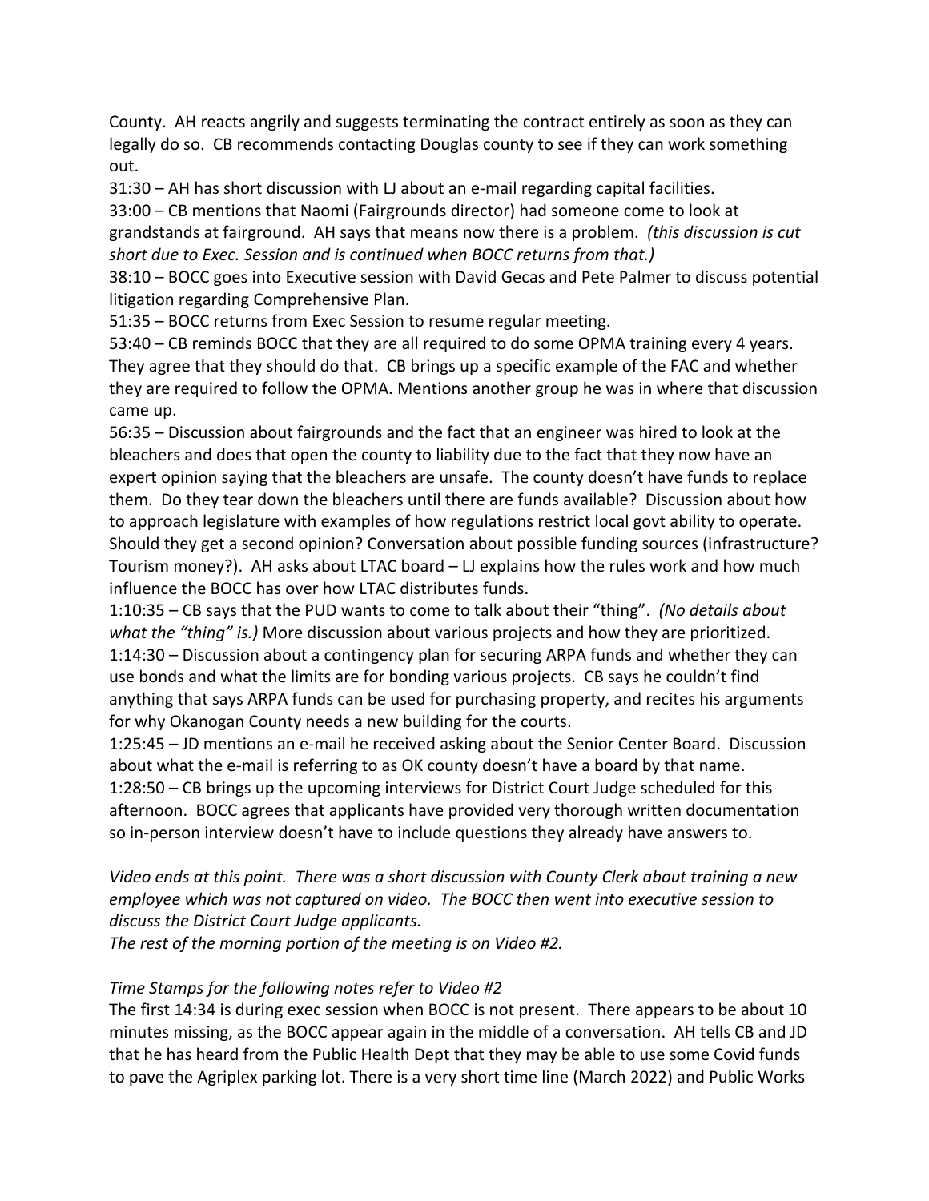County. AH reacts angrily and suggests terminating the contract entirely as soon as they can legally do so. CB recommends contacting Douglas county to see if they can work something out.

31:30 – AH has short discussion with LJ about an e-mail regarding capital facilities.

33:00 – CB mentions that Naomi (Fairgrounds director) had someone come to look at grandstands at fairground. AH says that means now there is a problem. *(this discussion is cut short due to Exec. Session and is continued when BOCC returns from that.)*

38:10 – BOCC goes into Executive session with David Gecas and Pete Palmer to discuss potential litigation regarding Comprehensive Plan.

51:35 – BOCC returns from Exec Session to resume regular meeting.

53:40 – CB reminds BOCC that they are all required to do some OPMA training every 4 years. They agree that they should do that. CB brings up a specific example of the FAC and whether they are required to follow the OPMA. Mentions another group he was in where that discussion came up.

56:35 – Discussion about fairgrounds and the fact that an engineer was hired to look at the bleachers and does that open the county to liability due to the fact that they now have an expert opinion saying that the bleachers are unsafe. The county doesn't have funds to replace them. Do they tear down the bleachers until there are funds available? Discussion about how to approach legislature with examples of how regulations restrict local govt ability to operate. Should they get a second opinion? Conversation about possible funding sources (infrastructure? Tourism money?). AH asks about LTAC board – LJ explains how the rules work and how much influence the BOCC has over how LTAC distributes funds.

1:10:35 – CB says that the PUD wants to come to talk about their "thing". *(No details about what the "thing" is.)* More discussion about various projects and how they are prioritized.

1:14:30 – Discussion about a contingency plan for securing ARPA funds and whether they can use bonds and what the limits are for bonding various projects. CB says he couldn't find anything that says ARPA funds can be used for purchasing property, and recites his arguments for why Okanogan County needs a new building for the courts.

1:25:45 – JD mentions an e-mail he received asking about the Senior Center Board. Discussion about what the e-mail is referring to as OK county doesn't have a board by that name.

1:28:50 – CB brings up the upcoming interviews for District Court Judge scheduled for this afternoon. BOCC agrees that applicants have provided very thorough written documentation so in-person interview doesn't have to include questions they already have answers to.

*Video ends at this point. There was a short discussion with County Clerk about training a new employee which was not captured on video. The BOCC then went into executive session to discuss the District Court Judge applicants.*

*The rest of the morning portion of the meeting is on Video #2.*

*Time Stamps for the following notes refer to Video #2*

The first 14:34 is during exec session when BOCC is not present. There appears to be about 10 minutes missing, as the BOCC appear again in the middle of a conversation. AH tells CB and JD that he has heard from the Public Health Dept that they may be able to use some Covid funds to pave the Agriplex parking lot. There is a very short time line (March 2022) and Public Works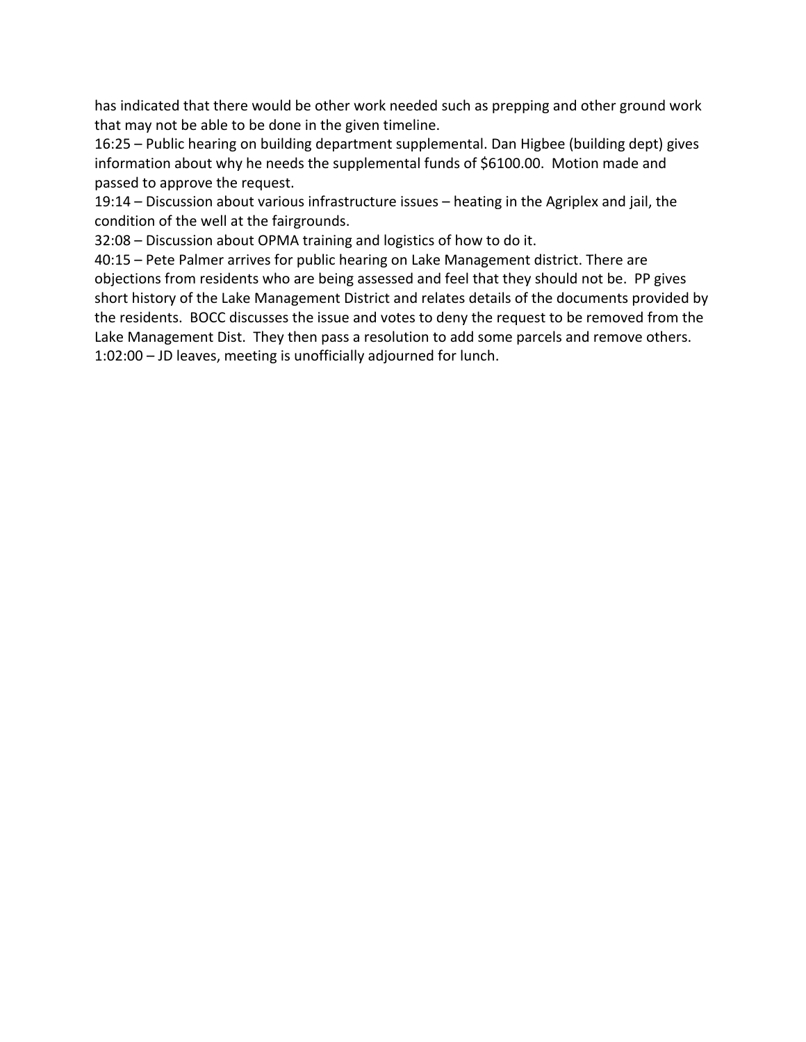has indicated that there would be other work needed such as prepping and other ground work that may not be able to be done in the given timeline.

16:25 – Public hearing on building department supplemental. Dan Higbee (building dept) gives information about why he needs the supplemental funds of $6100.00. Motion made and passed to approve the request.

19:14 – Discussion about various infrastructure issues – heating in the Agriplex and jail, the condition of the well at the fairgrounds.

32:08 – Discussion about OPMA training and logistics of how to do it.

40:15 – Pete Palmer arrives for public hearing on Lake Management district. There are objections from residents who are being assessed and feel that they should not be. PP gives short history of the Lake Management District and relates details of the documents provided by the residents. BOCC discusses the issue and votes to deny the request to be removed from the Lake Management Dist. They then pass a resolution to add some parcels and remove others.

1:02:00 – JD leaves, meeting is unofficially adjourned for lunch.